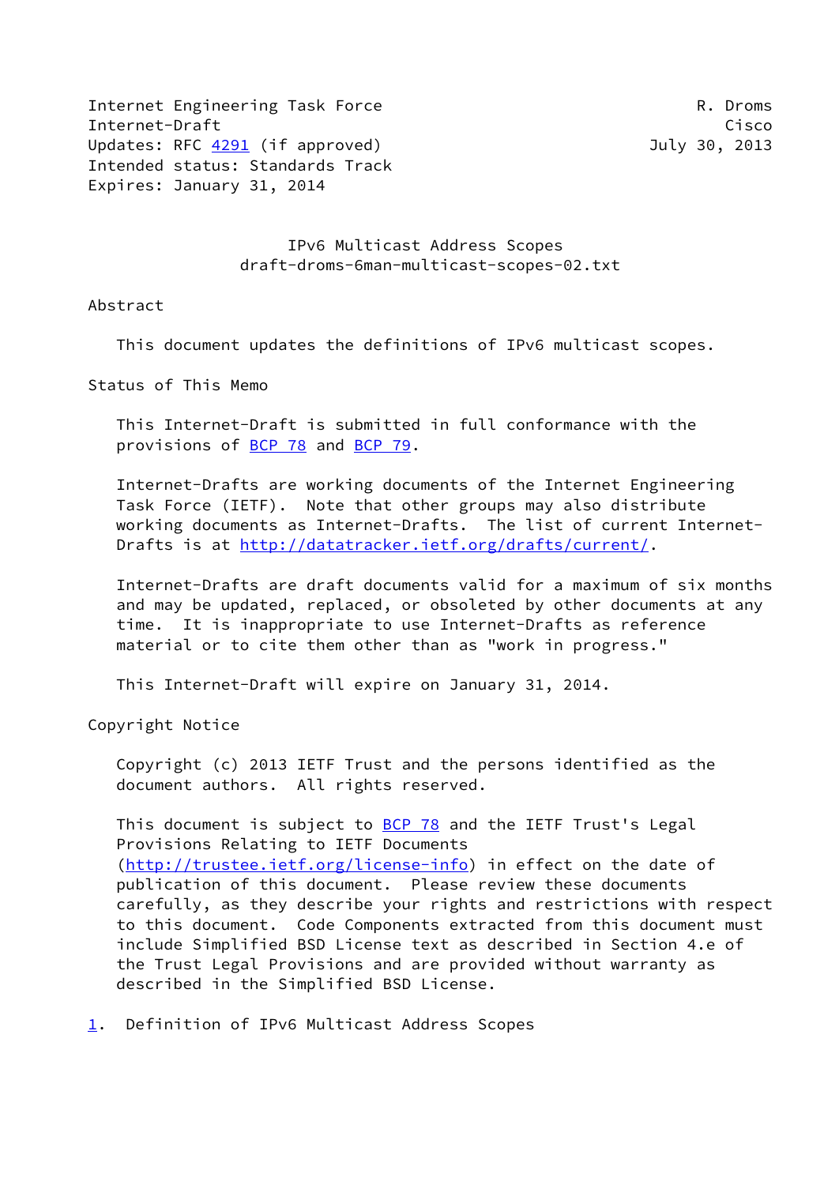Internet Engineering Task Force R. Droms
Internet-Draft Cisco
Updates: RFC 4291 (if approved) July 30, 2013
Intended status: Standards Track
Expires: January 31, 2014

# IPv6 Multicast Address Scopes
## draft-droms-6man-multicast-scopes-02.txt

## Abstract

This document updates the definitions of IPv6 multicast scopes.

## Status of This Memo

This Internet-Draft is submitted in full conformance with the provisions of BCP 78 and BCP 79.

Internet-Drafts are working documents of the Internet Engineering Task Force (IETF). Note that other groups may also distribute working documents as Internet-Drafts. The list of current Internet-Drafts is at http://datatracker.ietf.org/drafts/current/.

Internet-Drafts are draft documents valid for a maximum of six months and may be updated, replaced, or obsoleted by other documents at any time. It is inappropriate to use Internet-Drafts as reference material or to cite them other than as "work in progress."

This Internet-Draft will expire on January 31, 2014.

## Copyright Notice

Copyright (c) 2013 IETF Trust and the persons identified as the document authors. All rights reserved.

This document is subject to BCP 78 and the IETF Trust's Legal Provisions Relating to IETF Documents (http://trustee.ietf.org/license-info) in effect on the date of publication of this document. Please review these documents carefully, as they describe your rights and restrictions with respect to this document. Code Components extracted from this document must include Simplified BSD License text as described in Section 4.e of the Trust Legal Provisions and are provided without warranty as described in the Simplified BSD License.

## 1. Definition of IPv6 Multicast Address Scopes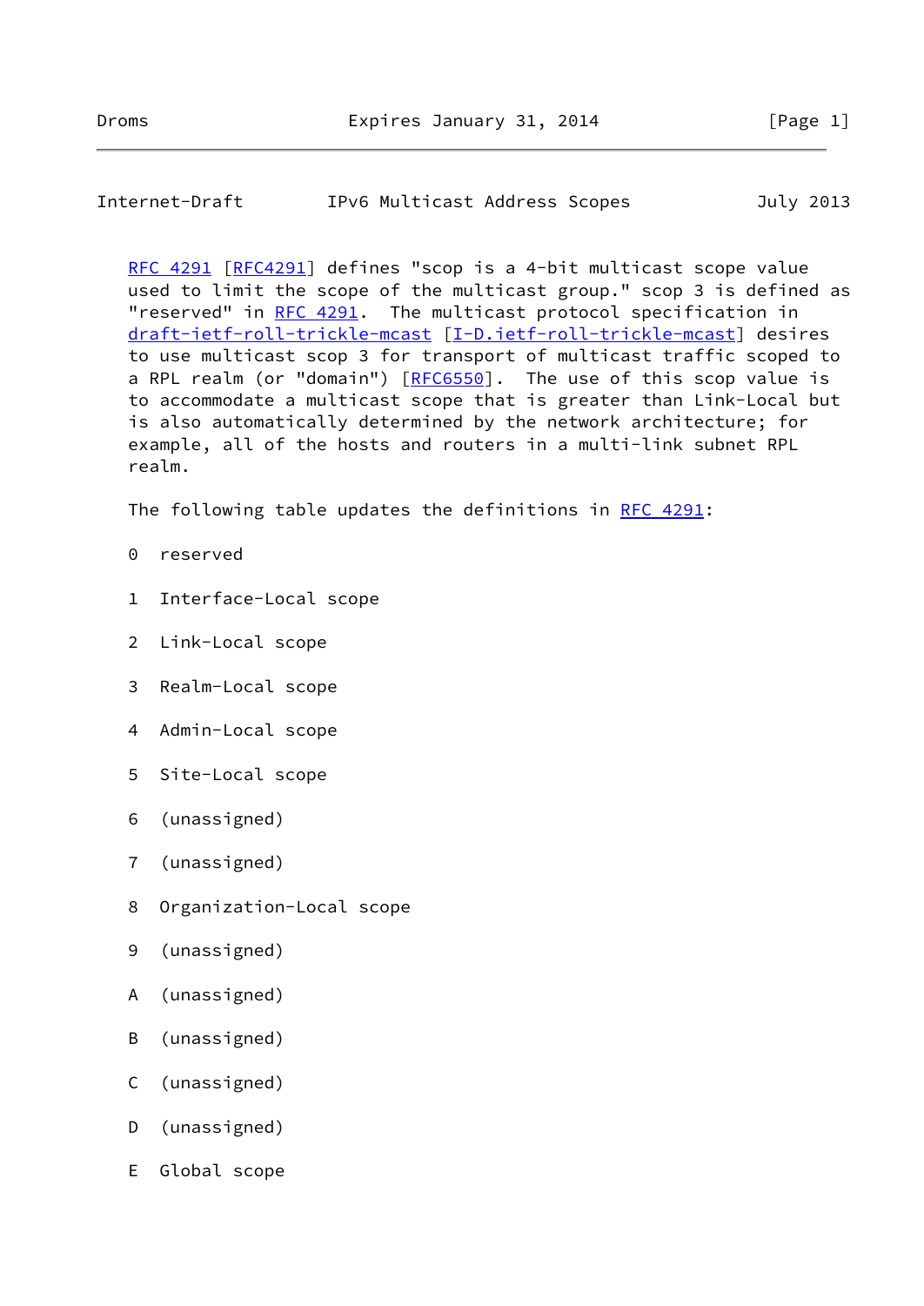RFC 4291 [RFC4291] defines "scop is a 4-bit multicast scope value used to limit the scope of the multicast group." scop 3 is defined as "reserved" in RFC 4291. The multicast protocol specification in draft-ietf-roll-trickle-mcast [I-D.ietf-roll-trickle-mcast] desires to use multicast scop 3 for transport of multicast traffic scoped to a RPL realm (or "domain") [RFC6550]. The use of this scop value is to accommodate a multicast scope that is greater than Link-Local but is also automatically determined by the network architecture; for example, all of the hosts and routers in a multi-link subnet RPL realm.

The following table updates the definitions in RFC 4291:

```
0  reserved

1  Interface-Local scope

2  Link-Local scope

3  Realm-Local scope

4  Admin-Local scope

5  Site-Local scope

6  (unassigned)

7  (unassigned)

8  Organization-Local scope

9  (unassigned)

A  (unassigned)

B  (unassigned)

C  (unassigned)

D  (unassigned)

E  Global scope
```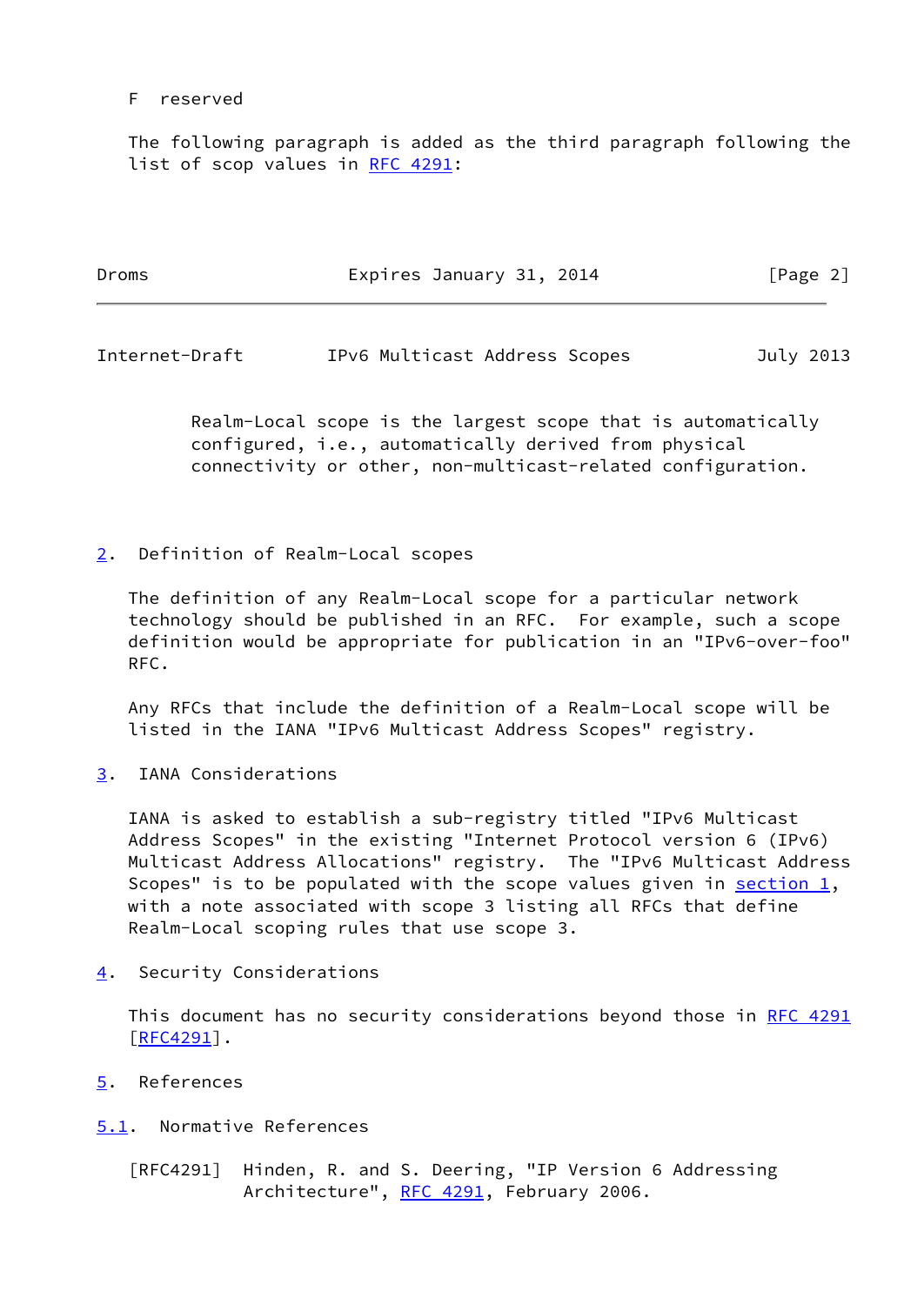F reserved

The following paragraph is added as the third paragraph following the list of scop values in RFC 4291:

> Realm-Local scope is the largest scope that is automatically configured, i.e., automatically derived from physical connectivity or other, non-multicast-related configuration.

## 2. Definition of Realm-Local scopes

The definition of any Realm-Local scope for a particular network technology should be published in an RFC. For example, such a scope definition would be appropriate for publication in an "IPv6-over-foo" RFC.

Any RFCs that include the definition of a Realm-Local scope will be listed in the IANA "IPv6 Multicast Address Scopes" registry.

## 3. IANA Considerations

IANA is asked to establish a sub-registry titled "IPv6 Multicast Address Scopes" in the existing "Internet Protocol version 6 (IPv6) Multicast Address Allocations" registry. The "IPv6 Multicast Address Scopes" is to be populated with the scope values given in section 1, with a note associated with scope 3 listing all RFCs that define Realm-Local scoping rules that use scope 3.

## 4. Security Considerations

This document has no security considerations beyond those in RFC 4291 [RFC4291].

## 5. References

### 5.1. Normative References

[RFC4291] Hinden, R. and S. Deering, "IP Version 6 Addressing Architecture", RFC 4291, February 2006.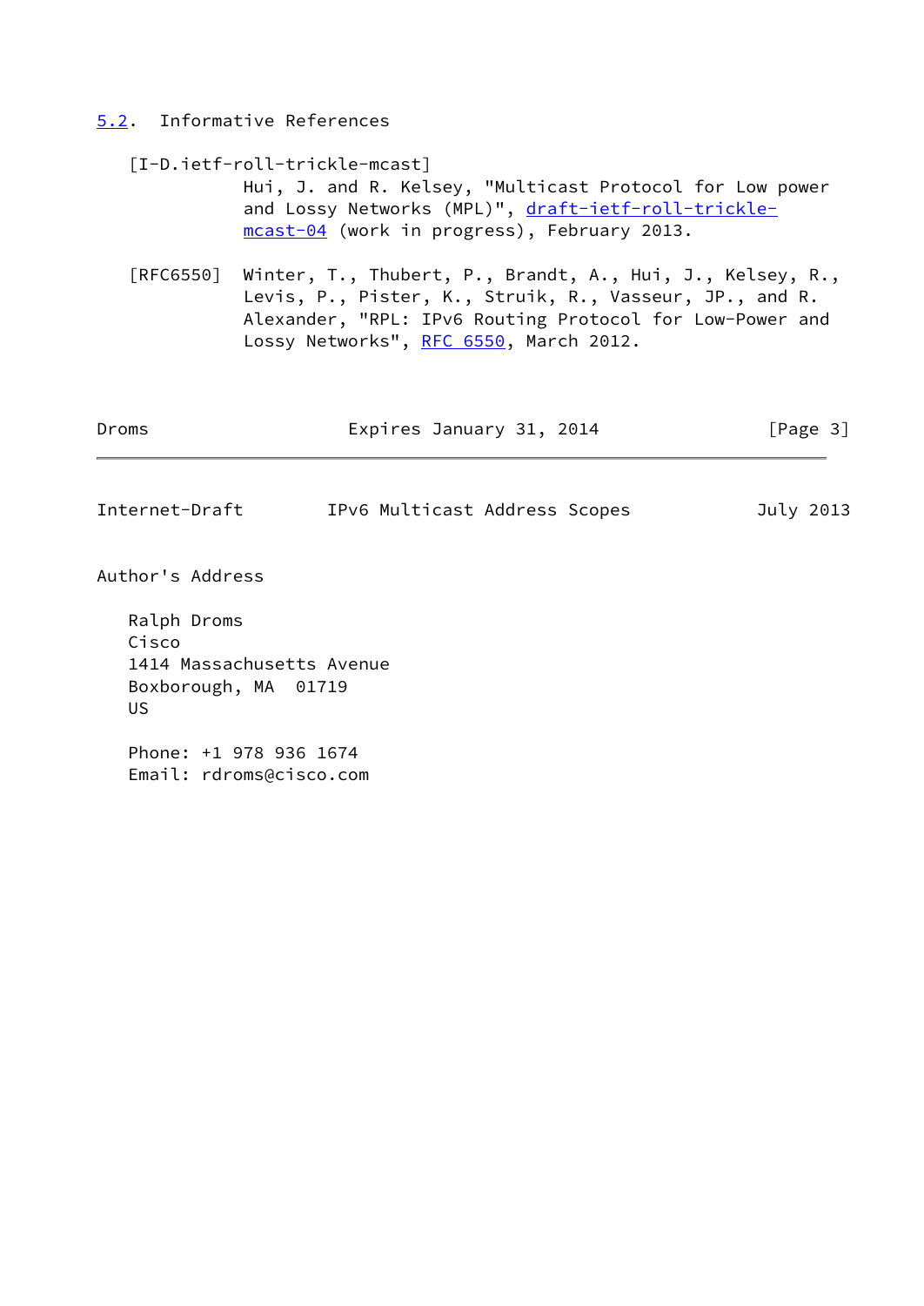## 5.2. Informative References

[I-D.ietf-roll-trickle-mcast]
Hui, J. and R. Kelsey, "Multicast Protocol for Low power and Lossy Networks (MPL)", draft-ietf-roll-trickle-mcast-04 (work in progress), February 2013.

[RFC6550] Winter, T., Thubert, P., Brandt, A., Hui, J., Kelsey, R., Levis, P., Pister, K., Struik, R., Vasseur, JP., and R. Alexander, "RPL: IPv6 Routing Protocol for Low-Power and Lossy Networks", RFC 6550, March 2012.

## Author's Address

Ralph Droms
Cisco
1414 Massachusetts Avenue
Boxborough, MA 01719
US

Phone: +1 978 936 1674
Email: rdroms@cisco.com